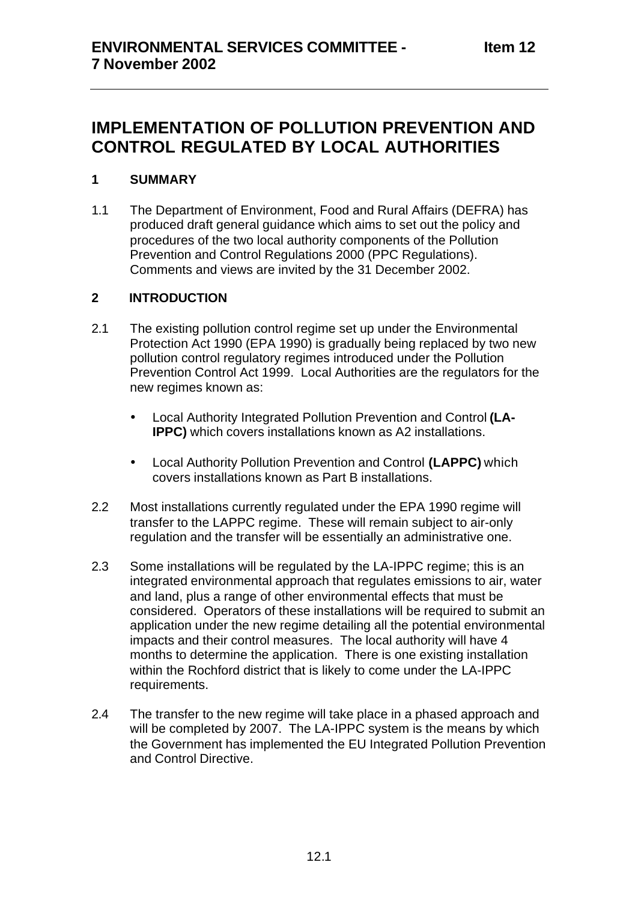**ENVIRONMENTAL SERVICES COMMITTEE - 7 November 2002** **Item 12**

# IMPLEMENTATION OF POLLUTION PREVENTION AND CONTROL REGULATED BY LOCAL AUTHORITIES

## 1 SUMMARY

1.1 The Department of Environment, Food and Rural Affairs (DEFRA) has produced draft general guidance which aims to set out the policy and procedures of the two local authority components of the Pollution Prevention and Control Regulations 2000 (PPC Regulations). Comments and views are invited by the 31 December 2002.

## 2 INTRODUCTION

2.1 The existing pollution control regime set up under the Environmental Protection Act 1990 (EPA 1990) is gradually being replaced by two new pollution control regulatory regimes introduced under the Pollution Prevention Control Act 1999. Local Authorities are the regulators for the new regimes known as:

- Local Authority Integrated Pollution Prevention and Control **(LA-IPPC)** which covers installations known as A2 installations.
- Local Authority Pollution Prevention and Control **(LAPPC)** which covers installations known as Part B installations.

2.2 Most installations currently regulated under the EPA 1990 regime will transfer to the LAPPC regime. These will remain subject to air-only regulation and the transfer will be essentially an administrative one.

2.3 Some installations will be regulated by the LA-IPPC regime; this is an integrated environmental approach that regulates emissions to air, water and land, plus a range of other environmental effects that must be considered. Operators of these installations will be required to submit an application under the new regime detailing all the potential environmental impacts and their control measures. The local authority will have 4 months to determine the application. There is one existing installation within the Rochford district that is likely to come under the LA-IPPC requirements.

2.4 The transfer to the new regime will take place in a phased approach and will be completed by 2007. The LA-IPPC system is the means by which the Government has implemented the EU Integrated Pollution Prevention and Control Directive.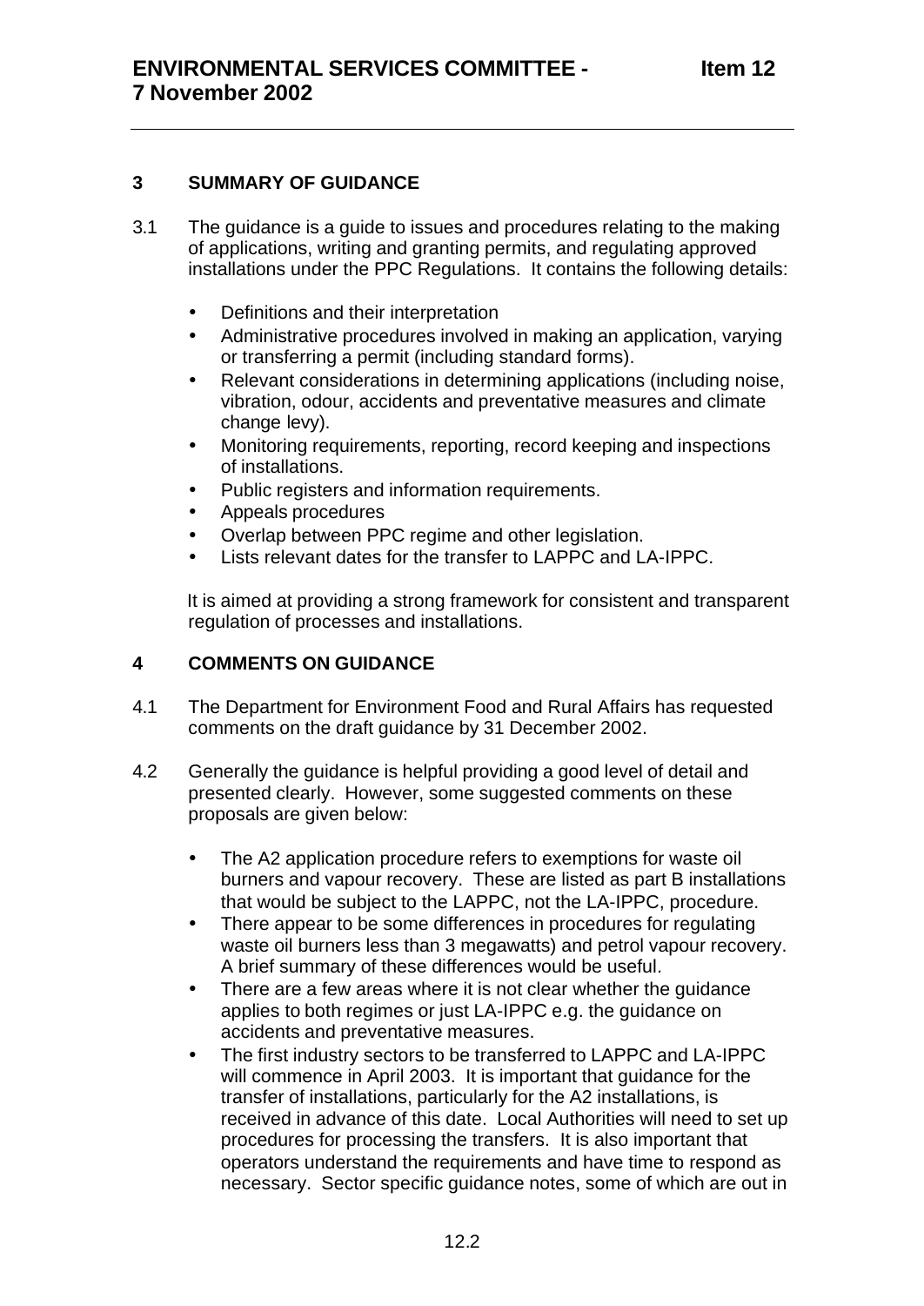## 3 SUMMARY OF GUIDANCE

3.1 The guidance is a guide to issues and procedures relating to the making of applications, writing and granting permits, and regulating approved installations under the PPC Regulations. It contains the following details:

- Definitions and their interpretation
- Administrative procedures involved in making an application, varying or transferring a permit (including standard forms).
- Relevant considerations in determining applications (including noise, vibration, odour, accidents and preventative measures and climate change levy).
- Monitoring requirements, reporting, record keeping and inspections of installations.
- Public registers and information requirements.
- Appeals procedures
- Overlap between PPC regime and other legislation.
- Lists relevant dates for the transfer to LAPPC and LA-IPPC.

It is aimed at providing a strong framework for consistent and transparent regulation of processes and installations.

## 4 COMMENTS ON GUIDANCE

4.1 The Department for Environment Food and Rural Affairs has requested comments on the draft guidance by 31 December 2002.

4.2 Generally the guidance is helpful providing a good level of detail and presented clearly. However, some suggested comments on these proposals are given below:

- The A2 application procedure refers to exemptions for waste oil burners and vapour recovery. These are listed as part B installations that would be subject to the LAPPC, not the LA-IPPC, procedure.
- There appear to be some differences in procedures for regulating waste oil burners less than 3 megawatts) and petrol vapour recovery. A brief summary of these differences would be useful.
- There are a few areas where it is not clear whether the guidance applies to both regimes or just LA-IPPC e.g. the guidance on accidents and preventative measures.
- The first industry sectors to be transferred to LAPPC and LA-IPPC will commence in April 2003. It is important that guidance for the transfer of installations, particularly for the A2 installations, is received in advance of this date. Local Authorities will need to set up procedures for processing the transfers. It is also important that operators understand the requirements and have time to respond as necessary. Sector specific guidance notes, some of which are out in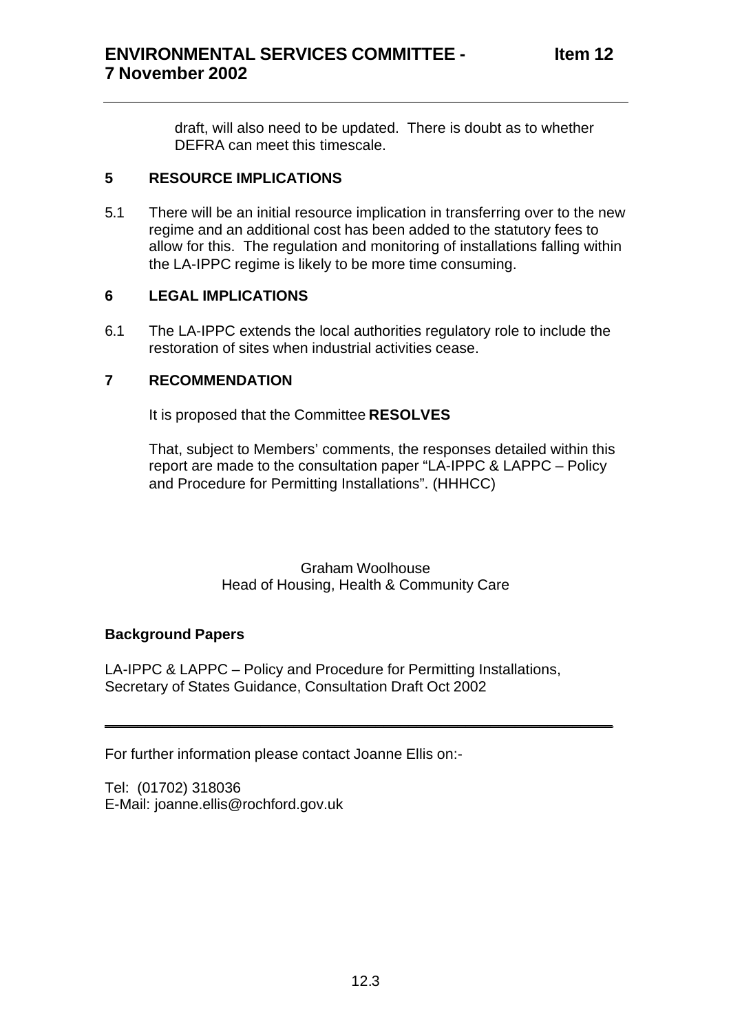draft, will also need to be updated. There is doubt as to whether DEFRA can meet this timescale.

## 5 RESOURCE IMPLICATIONS

5.1 There will be an initial resource implication in transferring over to the new regime and an additional cost has been added to the statutory fees to allow for this. The regulation and monitoring of installations falling within the LA-IPPC regime is likely to be more time consuming.

## 6 LEGAL IMPLICATIONS

6.1 The LA-IPPC extends the local authorities regulatory role to include the restoration of sites when industrial activities cease.

## 7 RECOMMENDATION

It is proposed that the Committee **RESOLVES**

That, subject to Members' comments, the responses detailed within this report are made to the consultation paper "LA-IPPC & LAPPC – Policy and Procedure for Permitting Installations". (HHHCC)

Graham Woolhouse
Head of Housing, Health & Community Care

**Background Papers**

LA-IPPC & LAPPC – Policy and Procedure for Permitting Installations, Secretary of States Guidance, Consultation Draft Oct 2002

---

For further information please contact Joanne Ellis on:-

Tel: (01702) 318036
E-Mail: joanne.ellis@rochford.gov.uk